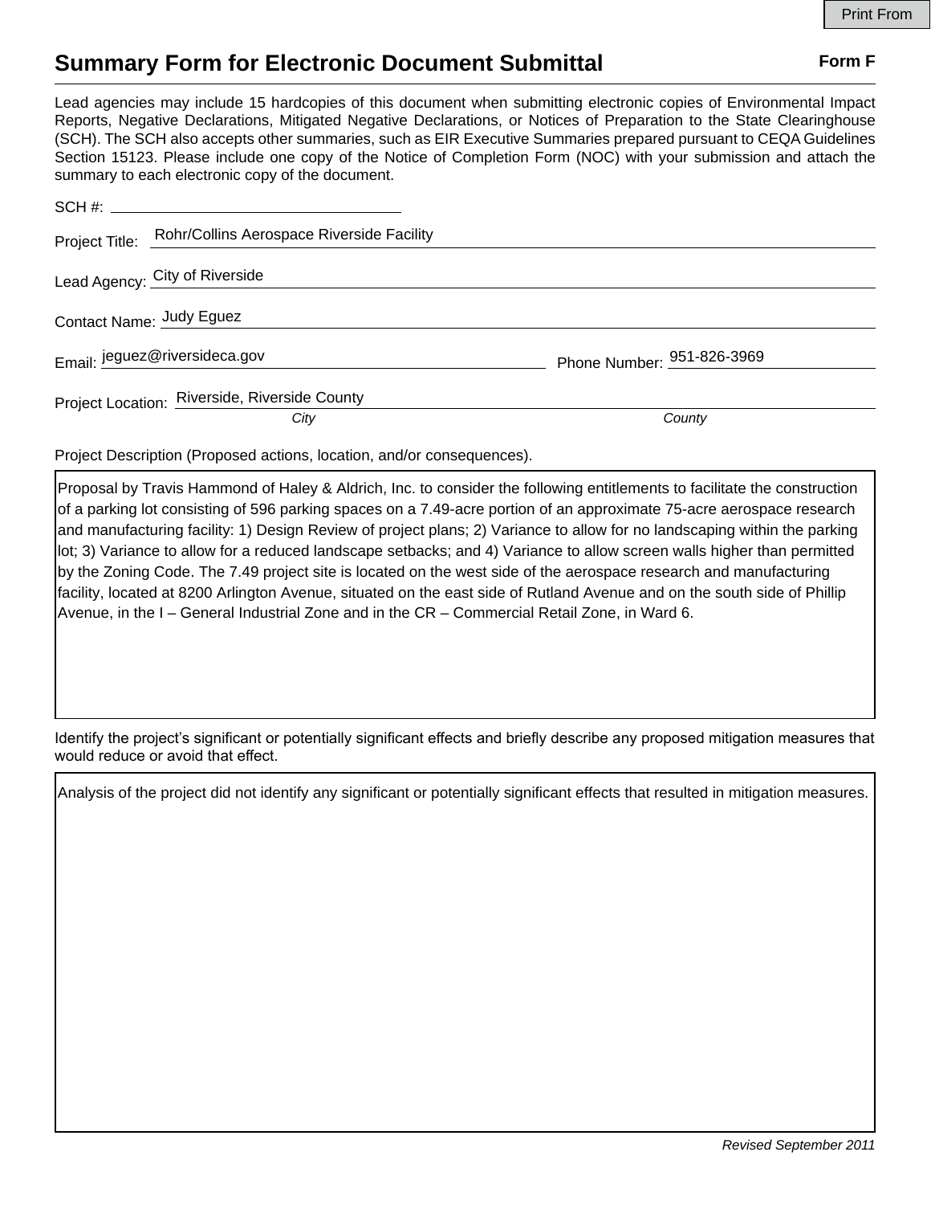# Summary Form for Electronic Document Submittal

**Form F**

Lead agencies may include 15 hardcopies of this document when submitting electronic copies of Environmental Impact Reports, Negative Declarations, Mitigated Negative Declarations, or Notices of Preparation to the State Clearinghouse (SCH). The SCH also accepts other summaries, such as EIR Executive Summaries prepared pursuant to CEQA Guidelines Section 15123. Please include one copy of the Notice of Completion Form (NOC) with your submission and attach the summary to each electronic copy of the document.

SCH #: ______________________

Project Title: Rohr/Collins Aerospace Riverside Facility

Lead Agency: City of Riverside

Contact Name: Judy Eguez

Email: jeguez@riversideca.gov

Phone Number: 951-826-3969

Project Location: Riverside, Riverside County

*City* *County*

Project Description (Proposed actions, location, and/or consequences).

Proposal by Travis Hammond of Haley & Aldrich, Inc. to consider the following entitlements to facilitate the construction of a parking lot consisting of 596 parking spaces on a 7.49-acre portion of an approximate 75-acre aerospace research and manufacturing facility: 1) Design Review of project plans; 2) Variance to allow for no landscaping within the parking lot; 3) Variance to allow for a reduced landscape setbacks; and 4) Variance to allow screen walls higher than permitted by the Zoning Code. The 7.49 project site is located on the west side of the aerospace research and manufacturing facility, located at 8200 Arlington Avenue, situated on the east side of Rutland Avenue and on the south side of Phillip Avenue, in the I – General Industrial Zone and in the CR – Commercial Retail Zone, in Ward 6.

Identify the project's significant or potentially significant effects and briefly describe any proposed mitigation measures that would reduce or avoid that effect.

Analysis of the project did not identify any significant or potentially significant effects that resulted in mitigation measures.

*Revised September 2011*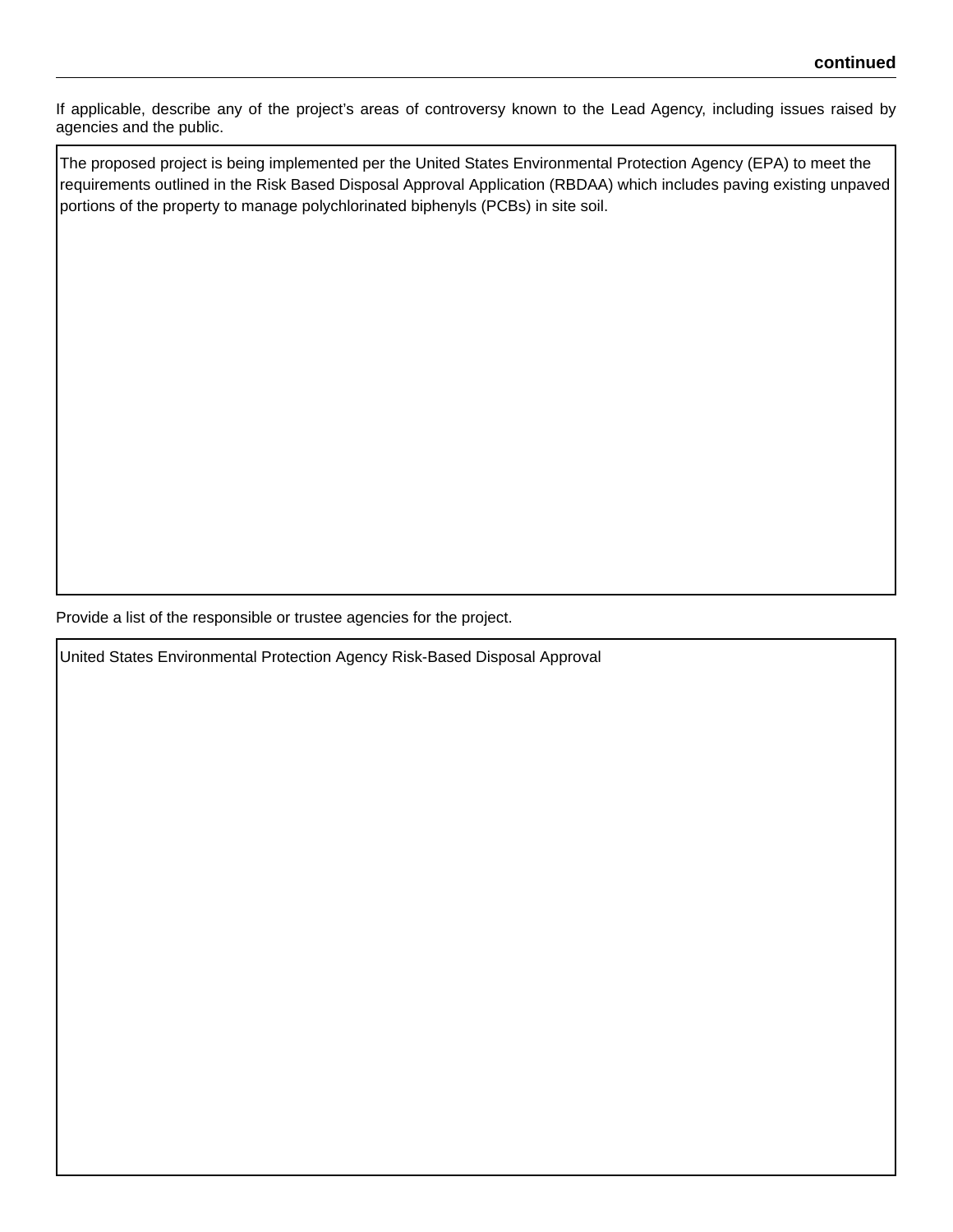**continued**

If applicable, describe any of the project's areas of controversy known to the Lead Agency, including issues raised by agencies and the public.

The proposed project is being implemented per the United States Environmental Protection Agency (EPA) to meet the requirements outlined in the Risk Based Disposal Approval Application (RBDAA) which includes paving existing unpaved portions of the property to manage polychlorinated biphenyls (PCBs) in site soil.

Provide a list of the responsible or trustee agencies for the project.

United States Environmental Protection Agency Risk-Based Disposal Approval